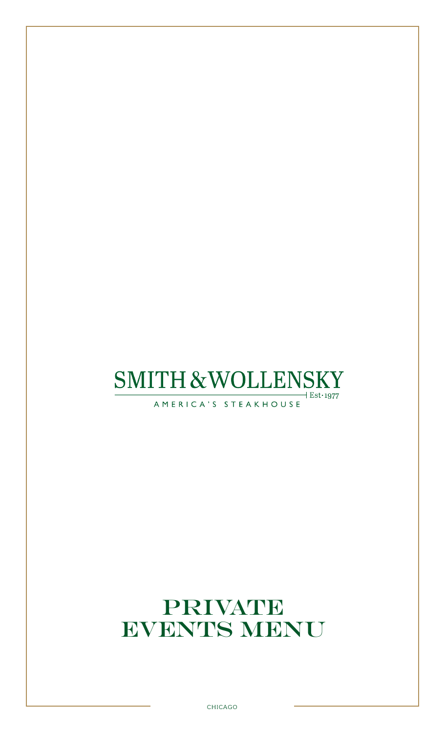# SMITH & WOLLENSKY

Est·1977

AMERICA'S STEAKHOUSE

# PRIVATE EVENTS MENU

CHICAGO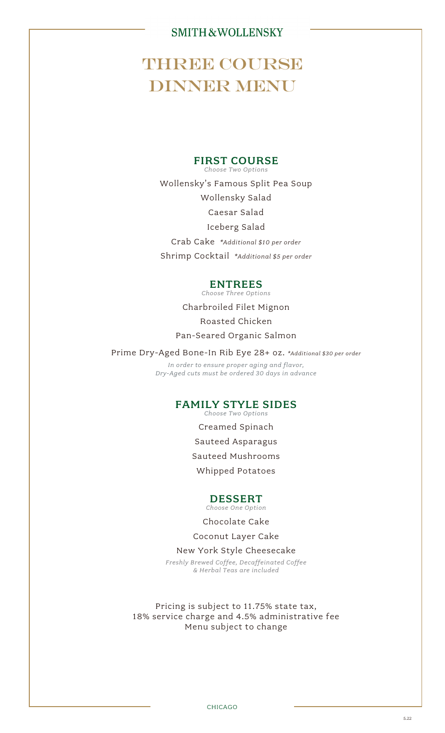SMITH & WOLLENSKY

# THREE COURSE DINNER MENU

## FIRST COURSE

*Choose Two Options*

Wollensky's Famous Split Pea Soup

Wollensky Salad

Caesar Salad

Iceberg Salad

Crab Cake *\*Additional $10 per order*

Shrimp Cocktail *\*Additional $5 per order*

## ENTREES

*Choose Three Options*

Charbroiled Filet Mignon

Roasted Chicken

Pan-Seared Organic Salmon

Prime Dry-Aged Bone-In Rib Eye 28+ oz. *\*Additional $30 per order*

*In order to ensure proper aging and flavor, Dry-Aged cuts must be ordered 30 days in advance*

## FAMILY STYLE SIDES

*Choose Two Options*

Creamed Spinach

Sauteed Asparagus

Sauteed Mushrooms

Whipped Potatoes

## DESSERT

*Choose One Option*

Chocolate Cake

Coconut Layer Cake

New York Style Cheesecake

*Freshly Brewed Coffee, Decaffeinated Coffee & Herbal Teas are included*

Pricing is subject to 11.75% state tax, 18% service charge and 4.5% administrative fee
Menu subject to change

CHICAGO

5.22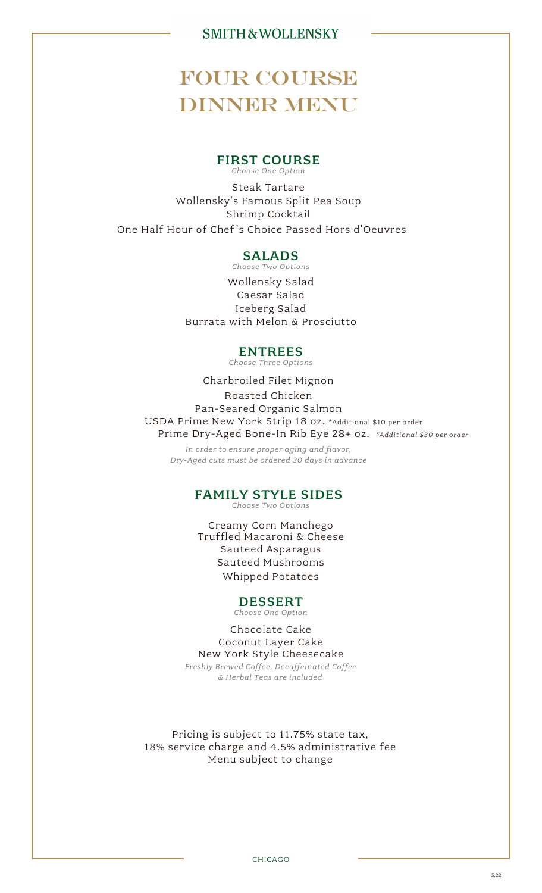SMITH & WOLLENSKY

# FOUR COURSE DINNER MENU

## FIRST COURSE

*Choose One Option*

Steak Tartare
Wollensky's Famous Split Pea Soup
Shrimp Cocktail
One Half Hour of Chef's Choice Passed Hors d'Oeuvres

## SALADS

*Choose Two Options*

Wollensky Salad
Caesar Salad
Iceberg Salad
Burrata with Melon & Prosciutto

## ENTREES

*Choose Three Options*

Charbroiled Filet Mignon
Roasted Chicken
Pan-Seared Organic Salmon
USDA Prime New York Strip 18 oz. *Additional $10 per order
Prime Dry-Aged Bone-In Rib Eye 28+ oz. *\*Additional $30 per order*

*In order to ensure proper aging and flavor, Dry-Aged cuts must be ordered 30 days in advance*

## FAMILY STYLE SIDES

*Choose Two Options*

Creamy Corn Manchego
Truffled Macaroni & Cheese
Sauteed Asparagus
Sauteed Mushrooms
Whipped Potatoes

## DESSERT

*Choose One Option*

Chocolate Cake
Coconut Layer Cake
New York Style Cheesecake

*Freshly Brewed Coffee, Decaffeinated Coffee & Herbal Teas are included*

Pricing is subject to 11.75% state tax, 18% service charge and 4.5% administrative fee
Menu subject to change

CHICAGO

5.22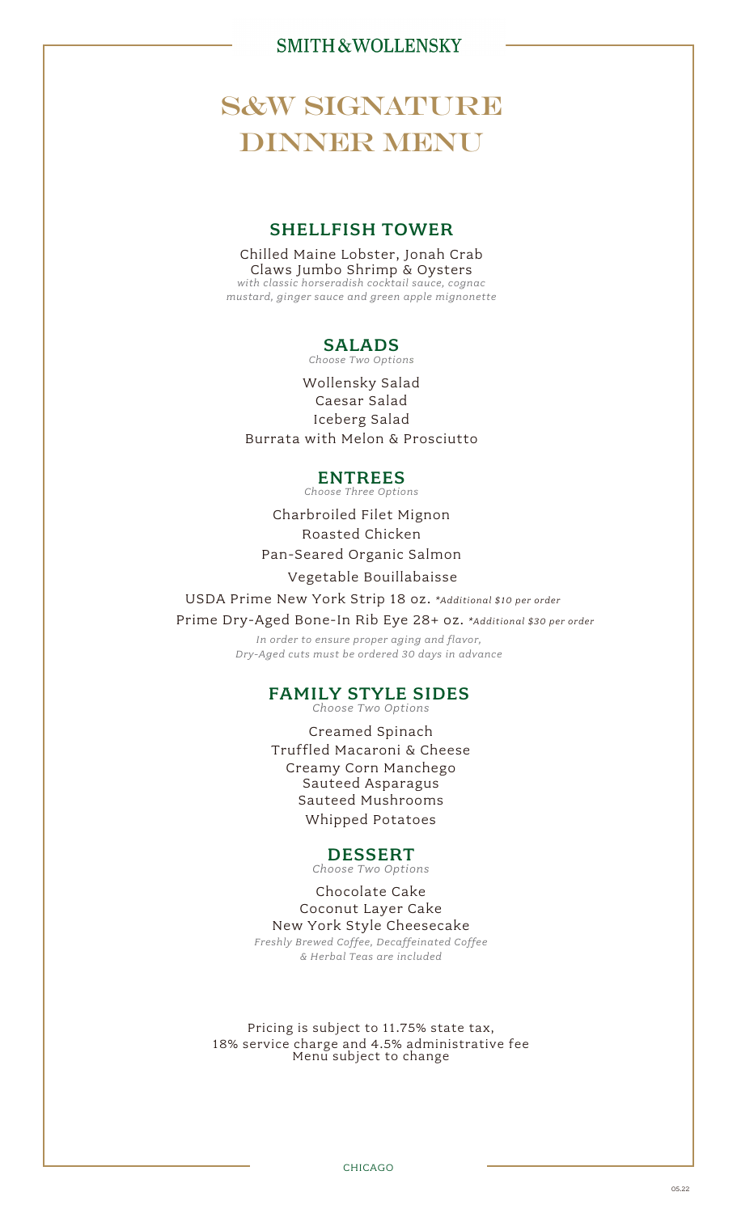SMITH & WOLLENSKY

# S&W SIGNATURE DINNER MENU

## SHELLFISH TOWER

Chilled Maine Lobster, Jonah Crab Claws Jumbo Shrimp & Oysters
*with classic horseradish cocktail sauce, cognac mustard, ginger sauce and green apple mignonette*

## SALADS

*Choose Two Options*

Wollensky Salad
Caesar Salad
Iceberg Salad
Burrata with Melon & Prosciutto

## ENTREES

*Choose Three Options*

Charbroiled Filet Mignon
Roasted Chicken
Pan-Seared Organic Salmon
Vegetable Bouillabaisse
USDA Prime New York Strip 18 oz. **Additional $10 per order*
Prime Dry-Aged Bone-In Rib Eye 28+ oz. **Additional $30 per order*

*In order to ensure proper aging and flavor, Dry-Aged cuts must be ordered 30 days in advance*

## FAMILY STYLE SIDES

*Choose Two Options*

Creamed Spinach
Truffled Macaroni & Cheese
Creamy Corn Manchego
Sauteed Asparagus
Sauteed Mushrooms
Whipped Potatoes

## DESSERT

*Choose Two Options*

Chocolate Cake
Coconut Layer Cake
New York Style Cheesecake

*Freshly Brewed Coffee, Decaffeinated Coffee & Herbal Teas are included*

Pricing is subject to 11.75% state tax, 18% service charge and 4.5% administrative fee
Menu subject to change

CHICAGO

05.22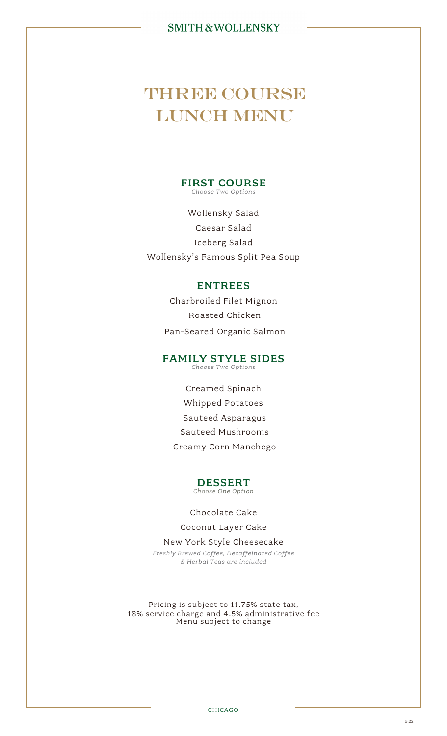SMITH & WOLLENSKY

# THREE COURSE LUNCH MENU

## FIRST COURSE

*Choose Two Options*

Wollensky Salad

Caesar Salad

Iceberg Salad

Wollensky's Famous Split Pea Soup

## ENTREES

Charbroiled Filet Mignon

Roasted Chicken

Pan-Seared Organic Salmon

## FAMILY STYLE SIDES

*Choose Two Options*

Creamed Spinach

Whipped Potatoes

Sauteed Asparagus

Sauteed Mushrooms

Creamy Corn Manchego

## DESSERT

*Choose One Option*

Chocolate Cake

Coconut Layer Cake

New York Style Cheesecake

*Freshly Brewed Coffee, Decaffeinated Coffee & Herbal Teas are included*

Pricing is subject to 11.75% state tax,
18% service charge and 4.5% administrative fee
Menu subject to change

CHICAGO

5.22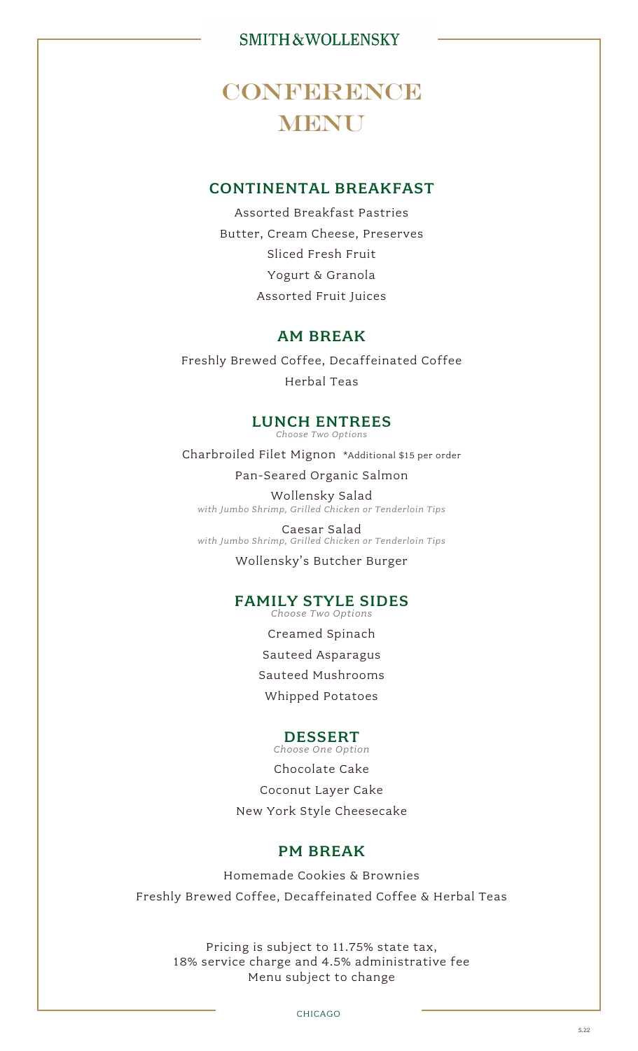SMITH & WOLLENSKY

# CONFERENCE MENU

## CONTINENTAL BREAKFAST

Assorted Breakfast Pastries

Butter, Cream Cheese, Preserves

Sliced Fresh Fruit

Yogurt & Granola

Assorted Fruit Juices

## AM BREAK

Freshly Brewed Coffee, Decaffeinated Coffee

Herbal Teas

## LUNCH ENTREES

*Choose Two Options*

Charbroiled Filet Mignon *Additional $15 per order

Pan-Seared Organic Salmon

Wollensky Salad
*with Jumbo Shrimp, Grilled Chicken or Tenderloin Tips*

Caesar Salad
*with Jumbo Shrimp, Grilled Chicken or Tenderloin Tips*

Wollensky's Butcher Burger

## FAMILY STYLE SIDES

*Choose Two Options*

Creamed Spinach

Sauteed Asparagus

Sauteed Mushrooms

Whipped Potatoes

## DESSERT

*Choose One Option*

Chocolate Cake

Coconut Layer Cake

New York Style Cheesecake

## PM BREAK

Homemade Cookies & Brownies

Freshly Brewed Coffee, Decaffeinated Coffee & Herbal Teas

Pricing is subject to 11.75% state tax,
18% service charge and 4.5% administrative fee
Menu subject to change

CHICAGO

5.22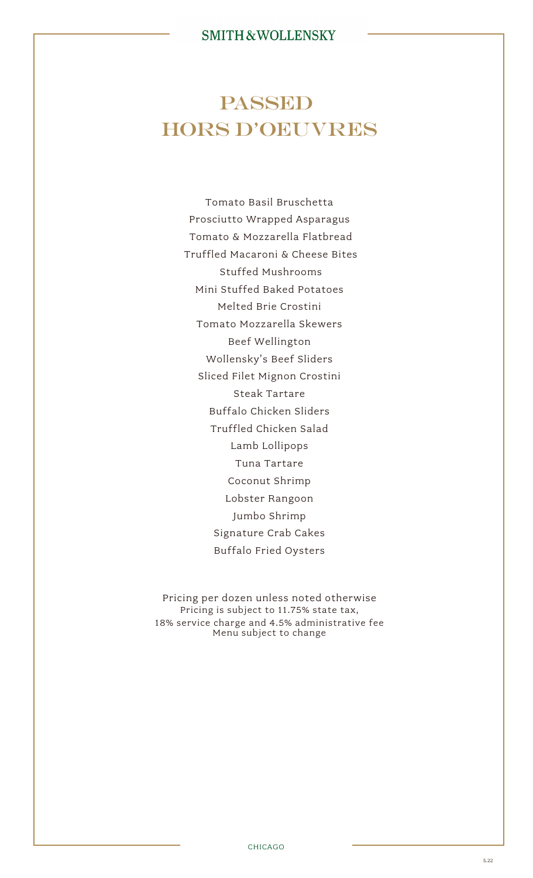# PASSED HORS D'OEUVRES

Tomato Basil Bruschetta

Prosciutto Wrapped Asparagus

Tomato & Mozzarella Flatbread

Truffled Macaroni & Cheese Bites

Stuffed Mushrooms

Mini Stuffed Baked Potatoes

Melted Brie Crostini

Tomato Mozzarella Skewers

Beef Wellington

Wollensky's Beef Sliders

Sliced Filet Mignon Crostini

Steak Tartare

Buffalo Chicken Sliders

Truffled Chicken Salad

Lamb Lollipops

Tuna Tartare

Coconut Shrimp

Lobster Rangoon

Jumbo Shrimp

Signature Crab Cakes

Buffalo Fried Oysters

Pricing per dozen unless noted otherwise

Pricing is subject to 11.75% state tax,
18% service charge and 4.5% administrative fee

Menu subject to change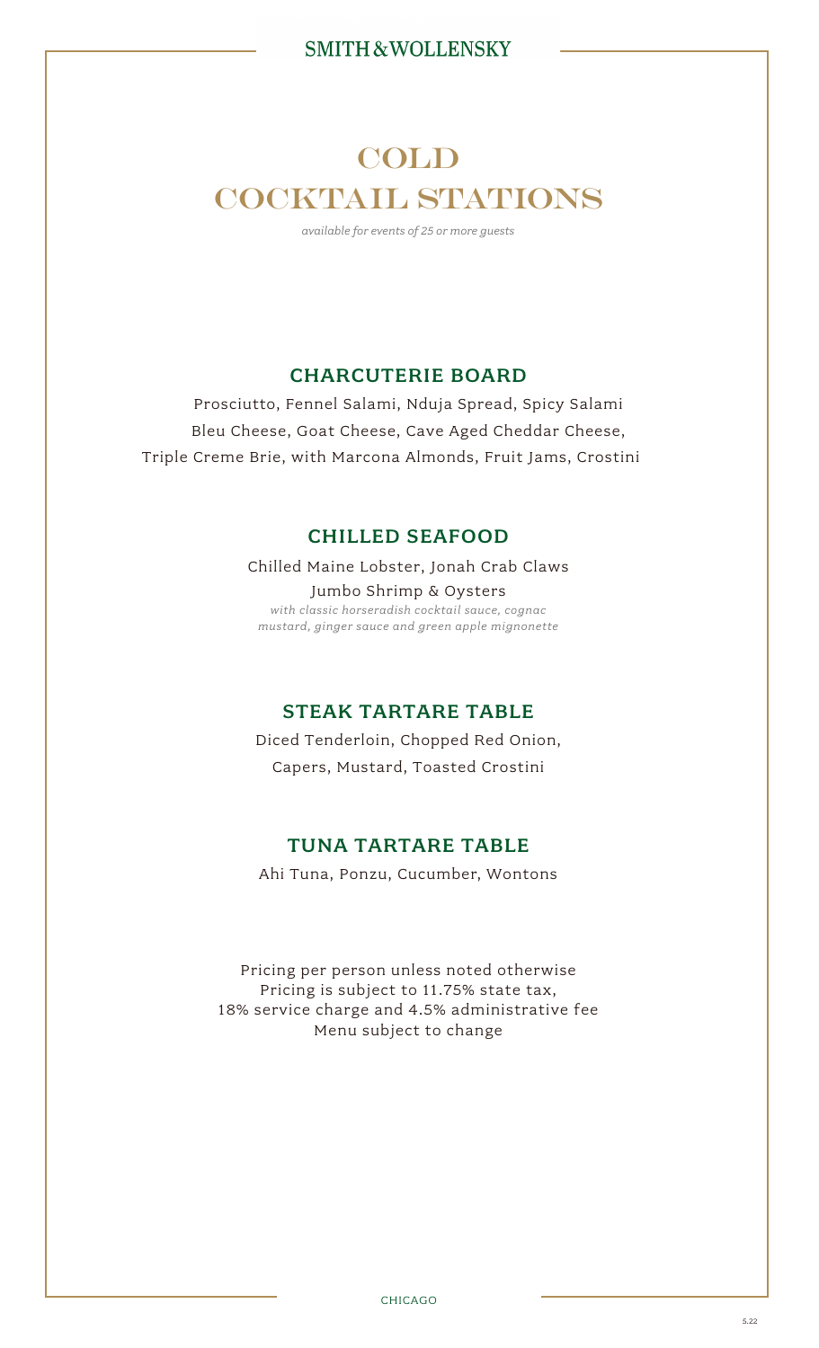# COLD COCKTAIL STATIONS

*available for events of 25 or more guests*

## CHARCUTERIE BOARD

Prosciutto, Fennel Salami, Nduja Spread, Spicy Salami
Bleu Cheese, Goat Cheese, Cave Aged Cheddar Cheese,
Triple Creme Brie, with Marcona Almonds, Fruit Jams, Crostini

## CHILLED SEAFOOD

Chilled Maine Lobster, Jonah Crab Claws
Jumbo Shrimp & Oysters
*with classic horseradish cocktail sauce, cognac mustard, ginger sauce and green apple mignonette*

## STEAK TARTARE TABLE

Diced Tenderloin, Chopped Red Onion,
Capers, Mustard, Toasted Crostini

## TUNA TARTARE TABLE

Ahi Tuna, Ponzu, Cucumber, Wontons

Pricing per person unless noted otherwise
Pricing is subject to 11.75% state tax,
18% service charge and 4.5% administrative fee
Menu subject to change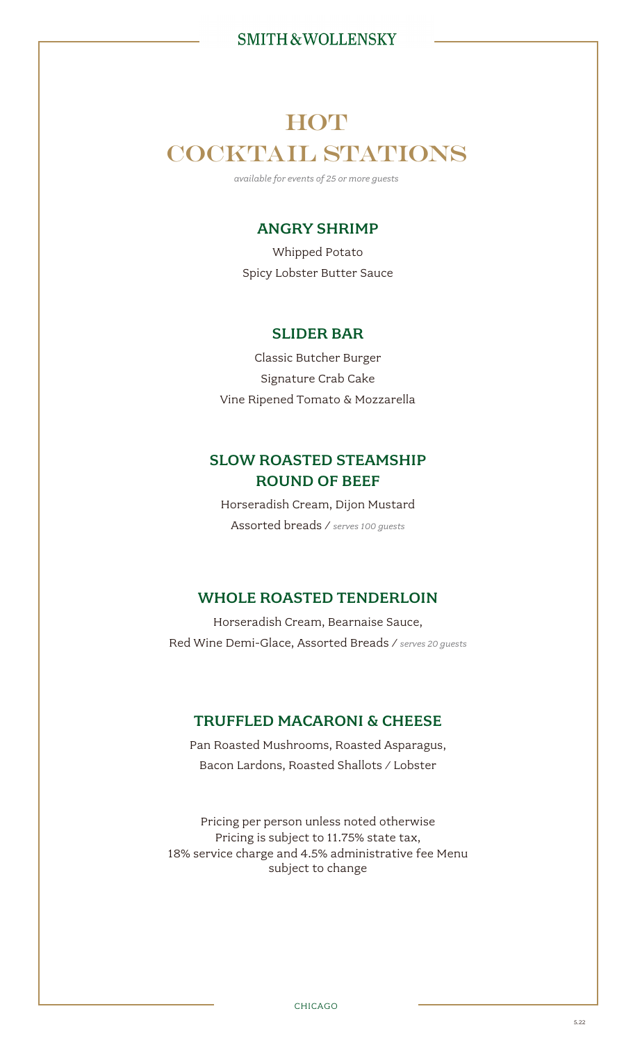SMITH & WOLLENSKY

# HOT COCKTAIL STATIONS

*available for events of 25 or more guests*

## ANGRY SHRIMP

Whipped Potato
Spicy Lobster Butter Sauce

## SLIDER BAR

Classic Butcher Burger
Signature Crab Cake
Vine Ripened Tomato & Mozzarella

## SLOW ROASTED STEAMSHIP ROUND OF BEEF

Horseradish Cream, Dijon Mustard
Assorted breads / *serves 100 guests*

## WHOLE ROASTED TENDERLOIN

Horseradish Cream, Bearnaise Sauce,
Red Wine Demi-Glace, Assorted Breads / *serves 20 guests*

## TRUFFLED MACARONI & CHEESE

Pan Roasted Mushrooms, Roasted Asparagus,
Bacon Lardons, Roasted Shallots / Lobster

Pricing per person unless noted otherwise
Pricing is subject to 11.75% state tax,
18% service charge and 4.5% administrative fee Menu subject to change

CHICAGO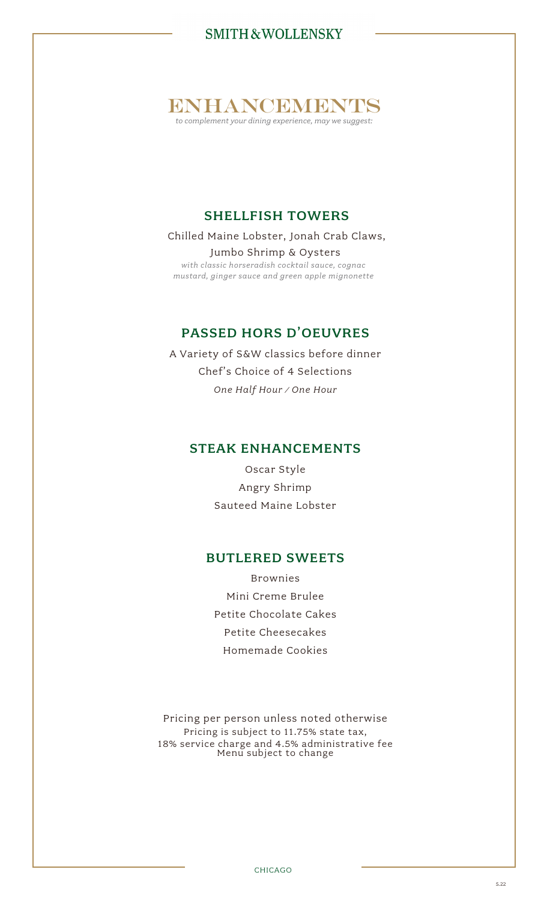SMITH & WOLLENSKY

# ENHANCEMENTS

*to complement your dining experience, may we suggest:*

## SHELLFISH TOWERS

Chilled Maine Lobster, Jonah Crab Claws, Jumbo Shrimp & Oysters

*with classic horseradish cocktail sauce, cognac mustard, ginger sauce and green apple mignonette*

## PASSED HORS D'OEUVRES

A Variety of S&W classics before dinner

Chef's Choice of 4 Selections

*One Half Hour / One Hour*

## STEAK ENHANCEMENTS

Oscar Style

Angry Shrimp

Sauteed Maine Lobster

## BUTLERED SWEETS

Brownies

Mini Creme Brulee

Petite Chocolate Cakes

Petite Cheesecakes

Homemade Cookies

Pricing per person unless noted otherwise

Pricing is subject to 11.75% state tax, 18% service charge and 4.5% administrative fee

Menu subject to change

CHICAGO

5.22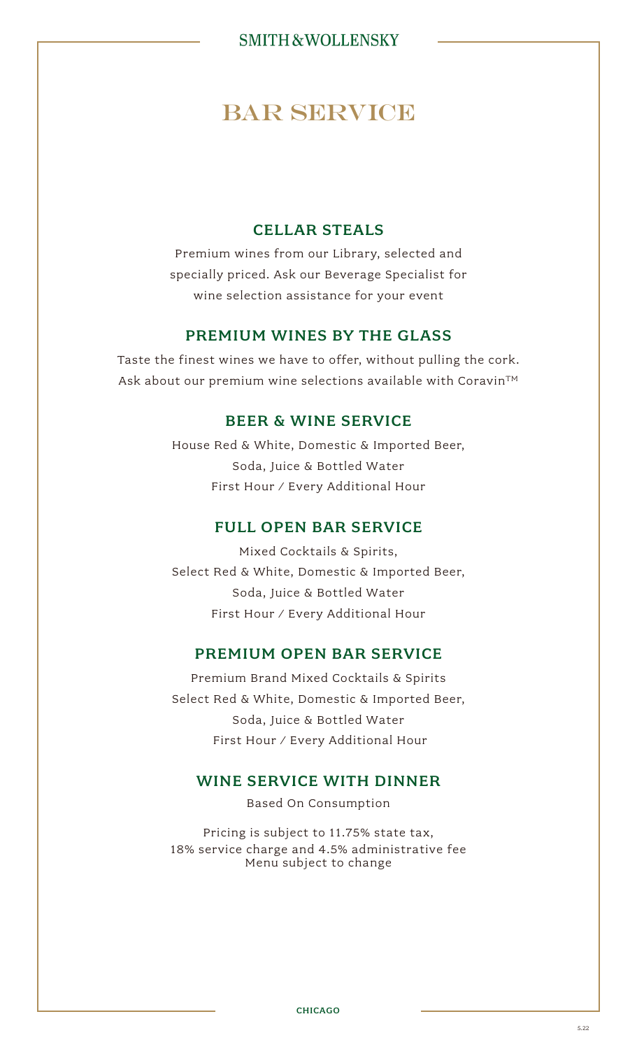# BAR SERVICE

## CELLAR STEALS

Premium wines from our Library, selected and specially priced. Ask our Beverage Specialist for wine selection assistance for your event

## PREMIUM WINES BY THE GLASS

Taste the finest wines we have to offer, without pulling the cork. Ask about our premium wine selections available with Coravin™

## BEER & WINE SERVICE

House Red & White, Domestic & Imported Beer,
Soda, Juice & Bottled Water
First Hour / Every Additional Hour

## FULL OPEN BAR SERVICE

Mixed Cocktails & Spirits,
Select Red & White, Domestic & Imported Beer,
Soda, Juice & Bottled Water
First Hour / Every Additional Hour

## PREMIUM OPEN BAR SERVICE

Premium Brand Mixed Cocktails & Spirits
Select Red & White, Domestic & Imported Beer,
Soda, Juice & Bottled Water
First Hour / Every Additional Hour

## WINE SERVICE WITH DINNER

Based On Consumption

Pricing is subject to 11.75% state tax,
18% service charge and 4.5% administrative fee
Menu subject to change